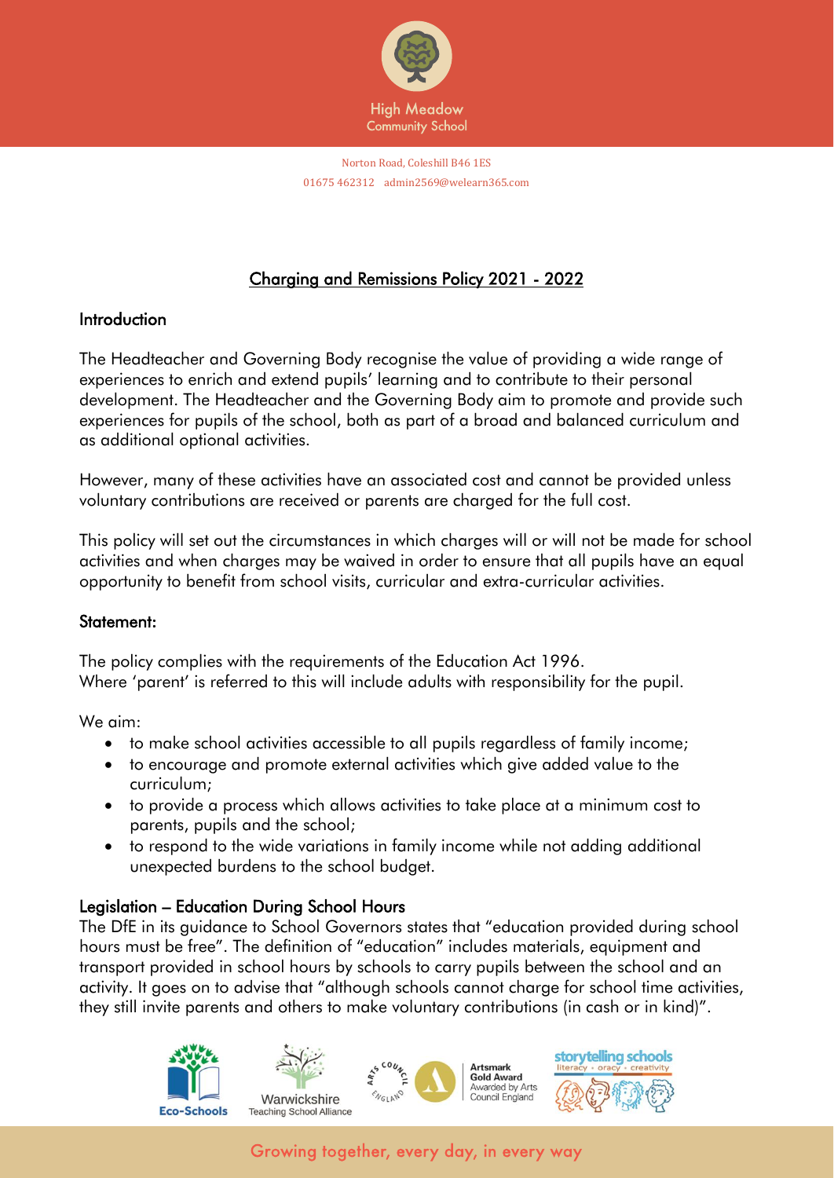High Meadow Community School

Norton Road, Coleshill B46 1ES
01675 462312 admin2569@welearn365.com

# Charging and Remissions Policy 2021 - 2022

## Introduction

The Headteacher and Governing Body recognise the value of providing a wide range of experiences to enrich and extend pupils' learning and to contribute to their personal development. The Headteacher and the Governing Body aim to promote and provide such experiences for pupils of the school, both as part of a broad and balanced curriculum and as additional optional activities.

However, many of these activities have an associated cost and cannot be provided unless voluntary contributions are received or parents are charged for the full cost.

This policy will set out the circumstances in which charges will or will not be made for school activities and when charges may be waived in order to ensure that all pupils have an equal opportunity to benefit from school visits, curricular and extra-curricular activities.

## Statement:

The policy complies with the requirements of the Education Act 1996.
Where 'parent' is referred to this will include adults with responsibility for the pupil.

We aim:

- to make school activities accessible to all pupils regardless of family income;
- to encourage and promote external activities which give added value to the curriculum;
- to provide a process which allows activities to take place at a minimum cost to parents, pupils and the school;
- to respond to the wide variations in family income while not adding additional unexpected burdens to the school budget.

## Legislation – Education During School Hours

The DfE in its guidance to School Governors states that "education provided during school hours must be free". The definition of "education" includes materials, equipment and transport provided in school hours by schools to carry pupils between the school and an activity. It goes on to advise that "although schools cannot charge for school time activities, they still invite parents and others to make voluntary contributions (in cash or in kind)".

Eco-Schools | Warwickshire Teaching School Alliance | Artsmark Gold Award Awarded by Arts Council England | storytelling schools literacy • oracy • creativity

Growing together, every day, in every way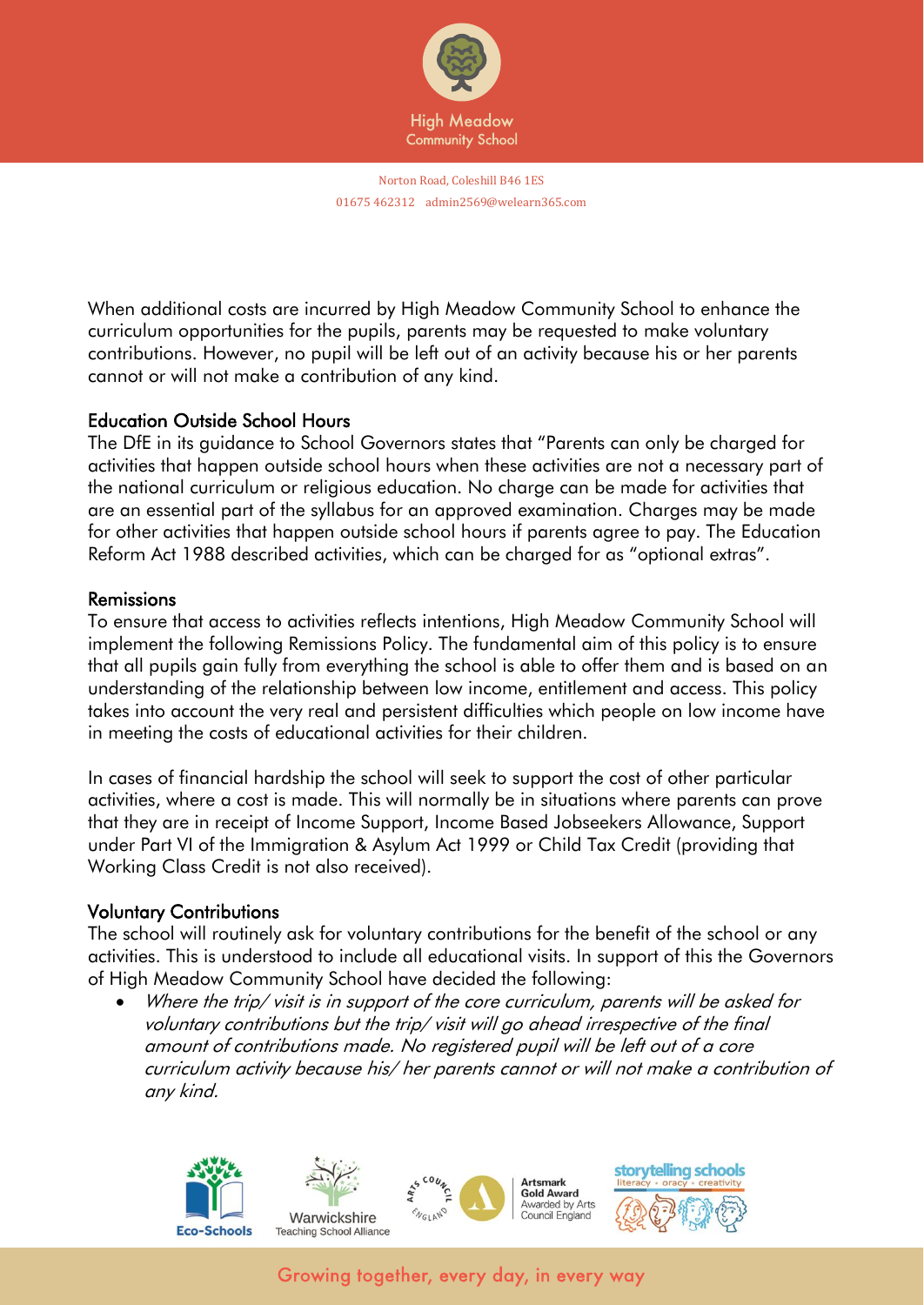When additional costs are incurred by High Meadow Community School to enhance the curriculum opportunities for the pupils, parents may be requested to make voluntary contributions. However, no pupil will be left out of an activity because his or her parents cannot or will not make a contribution of any kind.

## Education Outside School Hours

The DfE in its guidance to School Governors states that "Parents can only be charged for activities that happen outside school hours when these activities are not a necessary part of the national curriculum or religious education. No charge can be made for activities that are an essential part of the syllabus for an approved examination. Charges may be made for other activities that happen outside school hours if parents agree to pay. The Education Reform Act 1988 described activities, which can be charged for as "optional extras".

## Remissions

To ensure that access to activities reflects intentions, High Meadow Community School will implement the following Remissions Policy. The fundamental aim of this policy is to ensure that all pupils gain fully from everything the school is able to offer them and is based on an understanding of the relationship between low income, entitlement and access. This policy takes into account the very real and persistent difficulties which people on low income have in meeting the costs of educational activities for their children.

In cases of financial hardship the school will seek to support the cost of other particular activities, where a cost is made. This will normally be in situations where parents can prove that they are in receipt of Income Support, Income Based Jobseekers Allowance, Support under Part VI of the Immigration & Asylum Act 1999 or Child Tax Credit (providing that Working Class Credit is not also received).

## Voluntary Contributions

The school will routinely ask for voluntary contributions for the benefit of the school or any activities. This is understood to include all educational visits. In support of this the Governors of High Meadow Community School have decided the following:

- *Where the trip/ visit is in support of the core curriculum, parents will be asked for voluntary contributions but the trip/ visit will go ahead irrespective of the final amount of contributions made. No registered pupil will be left out of a core curriculum activity because his/ her parents cannot or will not make a contribution of any kind.*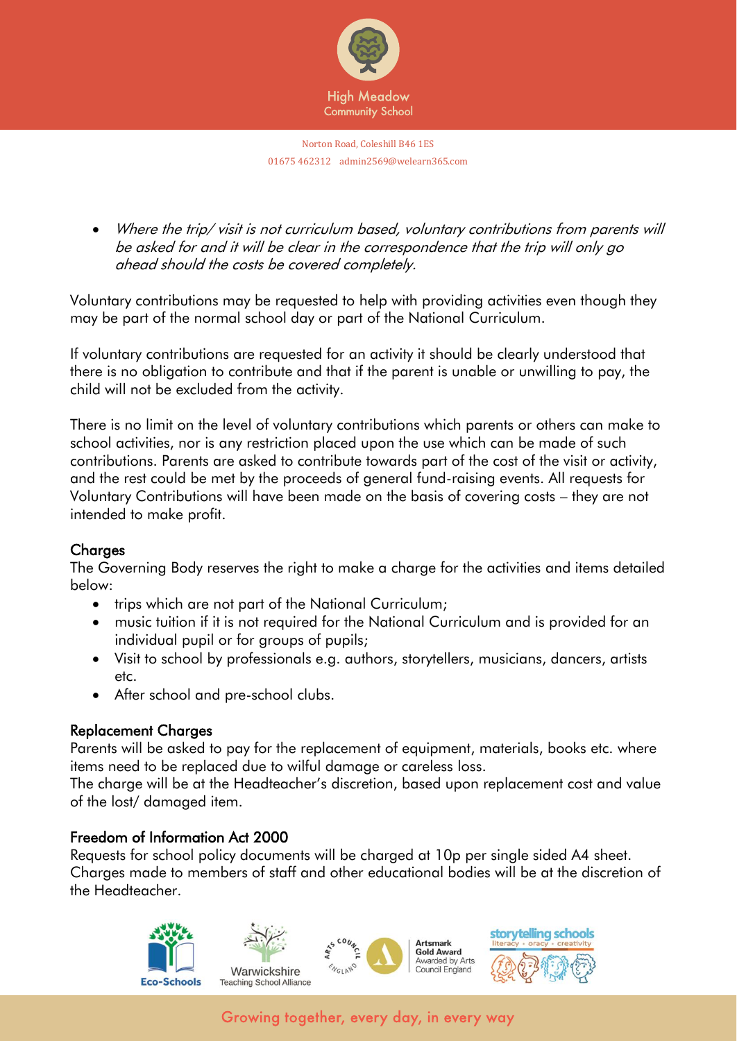- *Where the trip/ visit is not curriculum based, voluntary contributions from parents will be asked for and it will be clear in the correspondence that the trip will only go ahead should the costs be covered completely.*

Voluntary contributions may be requested to help with providing activities even though they may be part of the normal school day or part of the National Curriculum.

If voluntary contributions are requested for an activity it should be clearly understood that there is no obligation to contribute and that if the parent is unable or unwilling to pay, the child will not be excluded from the activity.

There is no limit on the level of voluntary contributions which parents or others can make to school activities, nor is any restriction placed upon the use which can be made of such contributions. Parents are asked to contribute towards part of the cost of the visit or activity, and the rest could be met by the proceeds of general fund-raising events. All requests for Voluntary Contributions will have been made on the basis of covering costs – they are not intended to make profit.

## Charges

The Governing Body reserves the right to make a charge for the activities and items detailed below:

- trips which are not part of the National Curriculum;
- music tuition if it is not required for the National Curriculum and is provided for an individual pupil or for groups of pupils;
- Visit to school by professionals e.g. authors, storytellers, musicians, dancers, artists etc.
- After school and pre-school clubs.

## Replacement Charges

Parents will be asked to pay for the replacement of equipment, materials, books etc. where items need to be replaced due to wilful damage or careless loss.
The charge will be at the Headteacher's discretion, based upon replacement cost and value of the lost/ damaged item.

## Freedom of Information Act 2000

Requests for school policy documents will be charged at 10p per single sided A4 sheet.
Charges made to members of staff and other educational bodies will be at the discretion of the Headteacher.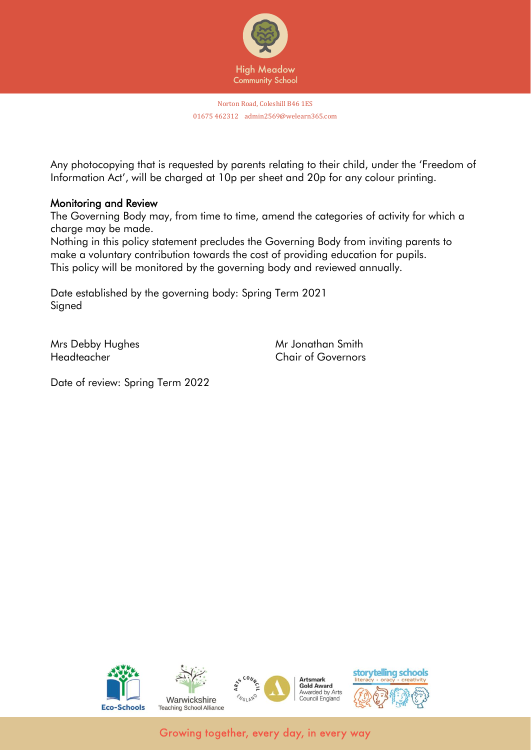Any photocopying that is requested by parents relating to their child, under the 'Freedom of Information Act', will be charged at 10p per sheet and 20p for any colour printing.

## Monitoring and Review

The Governing Body may, from time to time, amend the categories of activity for which a charge may be made.
Nothing in this policy statement precludes the Governing Body from inviting parents to make a voluntary contribution towards the cost of providing education for pupils.
This policy will be monitored by the governing body and reviewed annually.

Date established by the governing body: Spring Term 2021
Signed

Mrs Debby Hughes
Headteacher

Mr Jonathan Smith
Chair of Governors

Date of review: Spring Term 2022